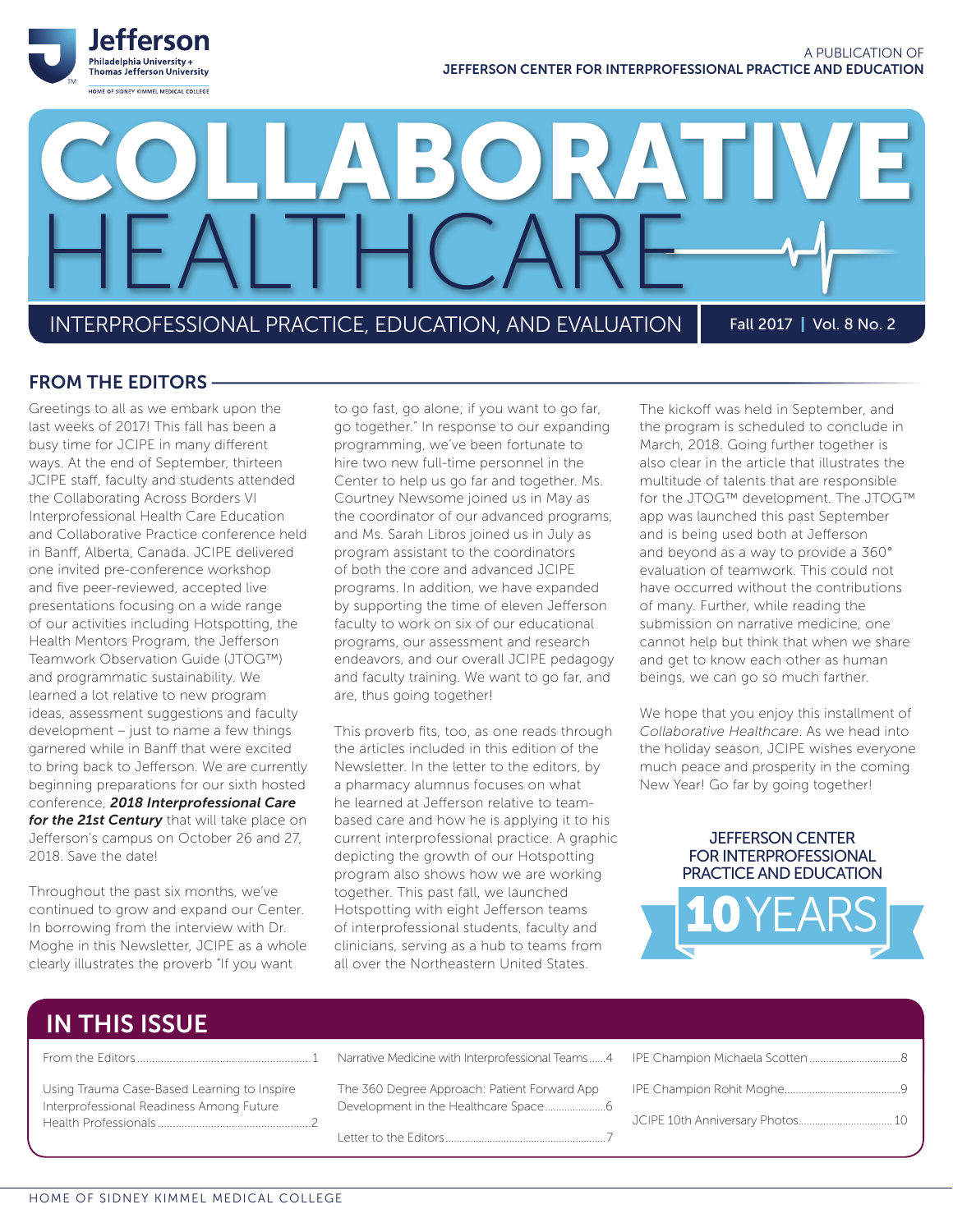Jefferson
Philadelphia University + Thomas Jefferson University
HOME OF SIDNEY KIMMEL MEDICAL COLLEGE

A PUBLICATION OF
JEFFERSON CENTER FOR INTERPROFESSIONAL PRACTICE AND EDUCATION

# COLLABORATIVE HEALTHCARE

INTERPROFESSIONAL PRACTICE, EDUCATION, AND EVALUATION

Fall 2017 | Vol. 8 No. 2

## FROM THE EDITORS

Greetings to all as we embark upon the last weeks of 2017! This fall has been a busy time for JCIPE in many different ways. At the end of September, thirteen JCIPE staff, faculty and students attended the Collaborating Across Borders VI Interprofessional Health Care Education and Collaborative Practice conference held in Banff, Alberta, Canada. JCIPE delivered one invited pre-conference workshop and five peer-reviewed, accepted live presentations focusing on a wide range of our activities including Hotspotting, the Health Mentors Program, the Jefferson Teamwork Observation Guide (JTOG™) and programmatic sustainability. We learned a lot relative to new program ideas, assessment suggestions and faculty development – just to name a few things garnered while in Banff that were excited to bring back to Jefferson. We are currently beginning preparations for our sixth hosted conference, ***2018 Interprofessional Care for the 21st Century*** that will take place on Jefferson's campus on October 26 and 27, 2018. Save the date!

Throughout the past six months, we've continued to grow and expand our Center. In borrowing from the interview with Dr. Moghe in this Newsletter, JCIPE as a whole clearly illustrates the proverb "If you want to go fast, go alone; if you want to go far, go together." In response to our expanding programming, we've been fortunate to hire two new full-time personnel in the Center to help us go far and together. Ms. Courtney Newsome joined us in May as the coordinator of our advanced programs, and Ms. Sarah Libros joined us in July as program assistant to the coordinators of both the core and advanced JCIPE programs. In addition, we have expanded by supporting the time of eleven Jefferson faculty to work on six of our educational programs, our assessment and research endeavors, and our overall JCIPE pedagogy and faculty training. We want to go far, and are, thus going together!

This proverb fits, too, as one reads through the articles included in this edition of the Newsletter. In the letter to the editors, by a pharmacy alumnus focuses on what he learned at Jefferson relative to team-based care and how he is applying it to his current interprofessional practice. A graphic depicting the growth of our Hotspotting program also shows how we are working together. This past fall, we launched Hotspotting with eight Jefferson teams of interprofessional students, faculty and clinicians, serving as a hub to teams from all over the Northeastern United States.

The kickoff was held in September, and the program is scheduled to conclude in March, 2018. Going further together is also clear in the article that illustrates the multitude of talents that are responsible for the JTOG™ development. The JTOG™ app was launched this past September and is being used both at Jefferson and beyond as a way to provide a 360° evaluation of teamwork. This could not have occurred without the contributions of many. Further, while reading the submission on narrative medicine, one cannot help but think that when we share and get to know each other as human beings, we can go so much farther.

We hope that you enjoy this installment of *Collaborative Healthcare*. As we head into the holiday season, JCIPE wishes everyone much peace and prosperity in the coming New Year! Go far by going together!

JEFFERSON CENTER FOR INTERPROFESSIONAL PRACTICE AND EDUCATION
10 YEARS

## IN THIS ISSUE

- From the Editors ... 1
- Using Trauma Case-Based Learning to Inspire Interprofessional Readiness Among Future Health Professionals ... 2
- Narrative Medicine with Interprofessional Teams ... 4
- The 360 Degree Approach: Patient Forward App Development in the Healthcare Space ... 6
- Letter to the Editors ... 7
- IPE Champion Michaela Scotten ... 8
- IPE Champion Rohit Moghe ... 9
- JCIPE 10th Anniversary Photos ... 10

HOME OF SIDNEY KIMMEL MEDICAL COLLEGE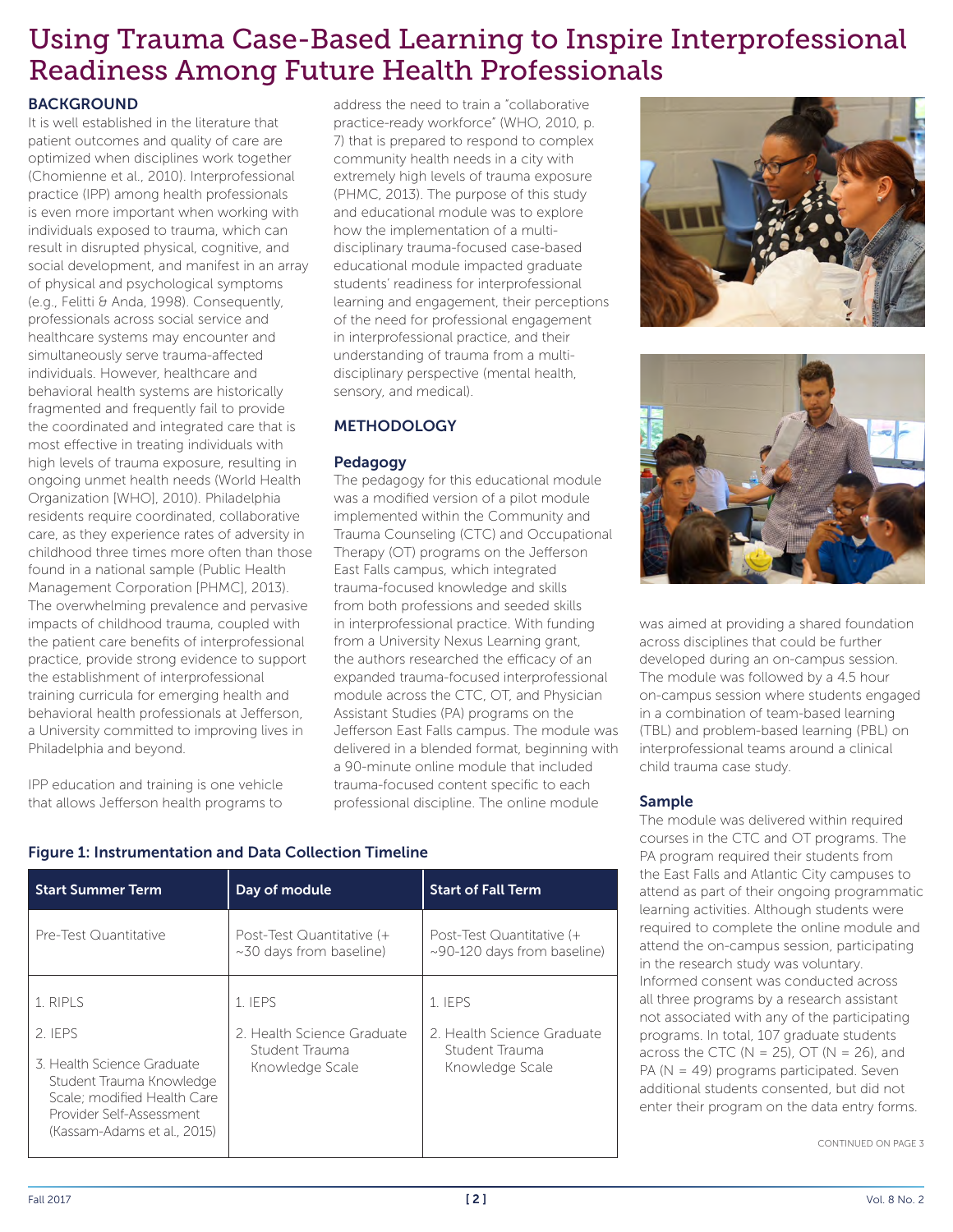# Using Trauma Case-Based Learning to Inspire Interprofessional Readiness Among Future Health Professionals

## BACKGROUND

It is well established in the literature that patient outcomes and quality of care are optimized when disciplines work together (Chomienne et al., 2010). Interprofessional practice (IPP) among health professionals is even more important when working with individuals exposed to trauma, which can result in disrupted physical, cognitive, and social development, and manifest in an array of physical and psychological symptoms (e.g., Felitti & Anda, 1998). Consequently, professionals across social service and healthcare systems may encounter and simultaneously serve trauma-affected individuals. However, healthcare and behavioral health systems are historically fragmented and frequently fail to provide the coordinated and integrated care that is most effective in treating individuals with high levels of trauma exposure, resulting in ongoing unmet health needs (World Health Organization [WHO], 2010). Philadelphia residents require coordinated, collaborative care, as they experience rates of adversity in childhood three times more often than those found in a national sample (Public Health Management Corporation [PHMC], 2013). The overwhelming prevalence and pervasive impacts of childhood trauma, coupled with the patient care benefits of interprofessional practice, provide strong evidence to support the establishment of interprofessional training curricula for emerging health and behavioral health professionals at Jefferson, a University committed to improving lives in Philadelphia and beyond.

IPP education and training is one vehicle that allows Jefferson health programs to address the need to train a "collaborative practice-ready workforce" (WHO, 2010, p. 7) that is prepared to respond to complex community health needs in a city with extremely high levels of trauma exposure (PHMC, 2013). The purpose of this study and educational module was to explore how the implementation of a multi-disciplinary trauma-focused case-based educational module impacted graduate students' readiness for interprofessional learning and engagement, their perceptions of the need for professional engagement in interprofessional practice, and their understanding of trauma from a multi-disciplinary perspective (mental health, sensory, and medical).

## METHODOLOGY

### Pedagogy

The pedagogy for this educational module was a modified version of a pilot module implemented within the Community and Trauma Counseling (CTC) and Occupational Therapy (OT) programs on the Jefferson East Falls campus, which integrated trauma-focused knowledge and skills from both professions and seeded skills in interprofessional practice. With funding from a University Nexus Learning grant, the authors researched the efficacy of an expanded trauma-focused interprofessional module across the CTC, OT, and Physician Assistant Studies (PA) programs on the Jefferson East Falls campus. The module was delivered in a blended format, beginning with a 90-minute online module that included trauma-focused content specific to each professional discipline. The online module was aimed at providing a shared foundation across disciplines that could be further developed during an on-campus session. The module was followed by a 4.5 hour on-campus session where students engaged in a combination of team-based learning (TBL) and problem-based learning (PBL) on interprofessional teams around a clinical child trauma case study.

### Sample

The module was delivered within required courses in the CTC and OT programs. The PA program required their students from the East Falls and Atlantic City campuses to attend as part of their ongoing programmatic learning activities. Although students were required to complete the online module and attend the on-campus session, participating in the research study was voluntary. Informed consent was conducted across all three programs by a research assistant not associated with any of the participating programs. In total, 107 graduate students across the CTC (N = 25), OT (N = 26), and PA (N = 49) programs participated. Seven additional students consented, but did not enter their program on the data entry forms.

CONTINUED ON PAGE 3

**Figure 1: Instrumentation and Data Collection Timeline**

| Start Summer Term | Day of module | Start of Fall Term |
|---|---|---|
| Pre-Test Quantitative | Post-Test Quantitative (+ ~30 days from baseline) | Post-Test Quantitative (+ ~90-120 days from baseline) |
| 1. RIPLS<br>2. IEPS<br>3. Health Science Graduate Student Trauma Knowledge Scale; modified Health Care Provider Self-Assessment (Kassam-Adams et al., 2015) | 1. IEPS<br>2. Health Science Graduate Student Trauma Knowledge Scale | 1. IEPS<br>2. Health Science Graduate Student Trauma Knowledge Scale |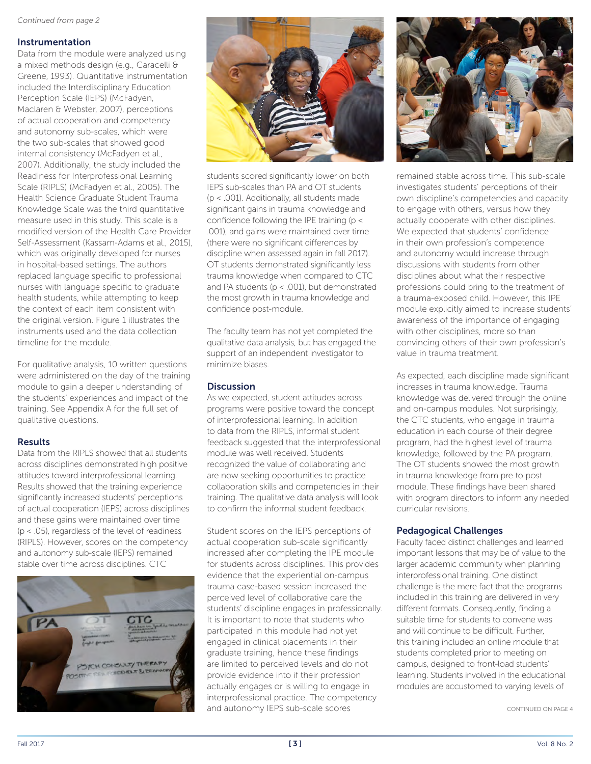*Continued from page 2*

## Instrumentation

Data from the module were analyzed using a mixed methods design (e.g., Caracelli & Greene, 1993). Quantitative instrumentation included the Interdisciplinary Education Perception Scale (IEPS) (McFadyen, Maclaren & Webster, 2007), perceptions of actual cooperation and competency and autonomy sub-scales, which were the two sub-scales that showed good internal consistency (McFadyen et al., 2007). Additionally, the study included the Readiness for Interprofessional Learning Scale (RIPLS) (McFadyen et al., 2005). The Health Science Graduate Student Trauma Knowledge Scale was the third quantitative measure used in this study. This scale is a modified version of the Health Care Provider Self-Assessment (Kassam-Adams et al., 2015), which was originally developed for nurses in hospital-based settings. The authors replaced language specific to professional nurses with language specific to graduate health students, while attempting to keep the context of each item consistent with the original version. Figure 1 illustrates the instruments used and the data collection timeline for the module.

For qualitative analysis, 10 written questions were administered on the day of the training module to gain a deeper understanding of the students' experiences and impact of the training. See Appendix A for the full set of qualitative questions.

## Results

Data from the RIPLS showed that all students across disciplines demonstrated high positive attitudes toward interprofessional learning. Results showed that the training experience significantly increased students' perceptions of actual cooperation (IEPS) across disciplines and these gains were maintained over time ($p < .05$), regardless of the level of readiness (RIPLS). However, scores on the competency and autonomy sub-scale (IEPS) remained stable over time across disciplines. CTC students scored significantly lower on both IEPS sub-scales than PA and OT students ($p < .001$). Additionally, all students made significant gains in trauma knowledge and confidence following the IPE training ($p < .001$), and gains were maintained over time (there were no significant differences by discipline when assessed again in fall 2017). OT students demonstrated significantly less trauma knowledge when compared to CTC and PA students ($p < .001$), but demonstrated the most growth in trauma knowledge and confidence post-module.

The faculty team has not yet completed the qualitative data analysis, but has engaged the support of an independent investigator to minimize biases.

## Discussion

As we expected, student attitudes across programs were positive toward the concept of interprofessional learning. In addition to data from the RIPLS, informal student feedback suggested that the interprofessional module was well received. Students recognized the value of collaborating and are now seeking opportunities to practice collaboration skills and competencies in their training. The qualitative data analysis will look to confirm the informal student feedback.

Student scores on the IEPS perceptions of actual cooperation sub-scale significantly increased after completing the IPE module for students across disciplines. This provides evidence that the experiential on-campus trauma case-based session increased the perceived level of collaborative care the students' discipline engages in professionally. It is important to note that students who participated in this module had not yet engaged in clinical placements in their graduate training, hence these findings are limited to perceived levels and do not provide evidence into if their profession actually engages or is willing to engage in interprofessional practice. The competency and autonomy IEPS sub-scale scores remained stable across time. This sub-scale investigates students' perceptions of their own discipline's competencies and capacity to engage with others, versus how they actually cooperate with other disciplines. We expected that students' confidence in their own profession's competence and autonomy would increase through discussions with students from other disciplines about what their respective professions could bring to the treatment of a trauma-exposed child. However, this IPE module explicitly aimed to increase students' awareness of the importance of engaging with other disciplines, more so than convincing others of their own profession's value in trauma treatment.

As expected, each discipline made significant increases in trauma knowledge. Trauma knowledge was delivered through the online and on-campus modules. Not surprisingly, the CTC students, who engage in trauma education in each course of their degree program, had the highest level of trauma knowledge, followed by the PA program. The OT students showed the most growth in trauma knowledge from pre to post module. These findings have been shared with program directors to inform any needed curricular revisions.

## Pedagogical Challenges

Faculty faced distinct challenges and learned important lessons that may be of value to the larger academic community when planning interprofessional training. One distinct challenge is the mere fact that the programs included in this training are delivered in very different formats. Consequently, finding a suitable time for students to convene was and will continue to be difficult. Further, this training included an online module that students completed prior to meeting on campus, designed to front-load students' learning. Students involved in the educational modules are accustomed to varying levels of

CONTINUED ON PAGE 4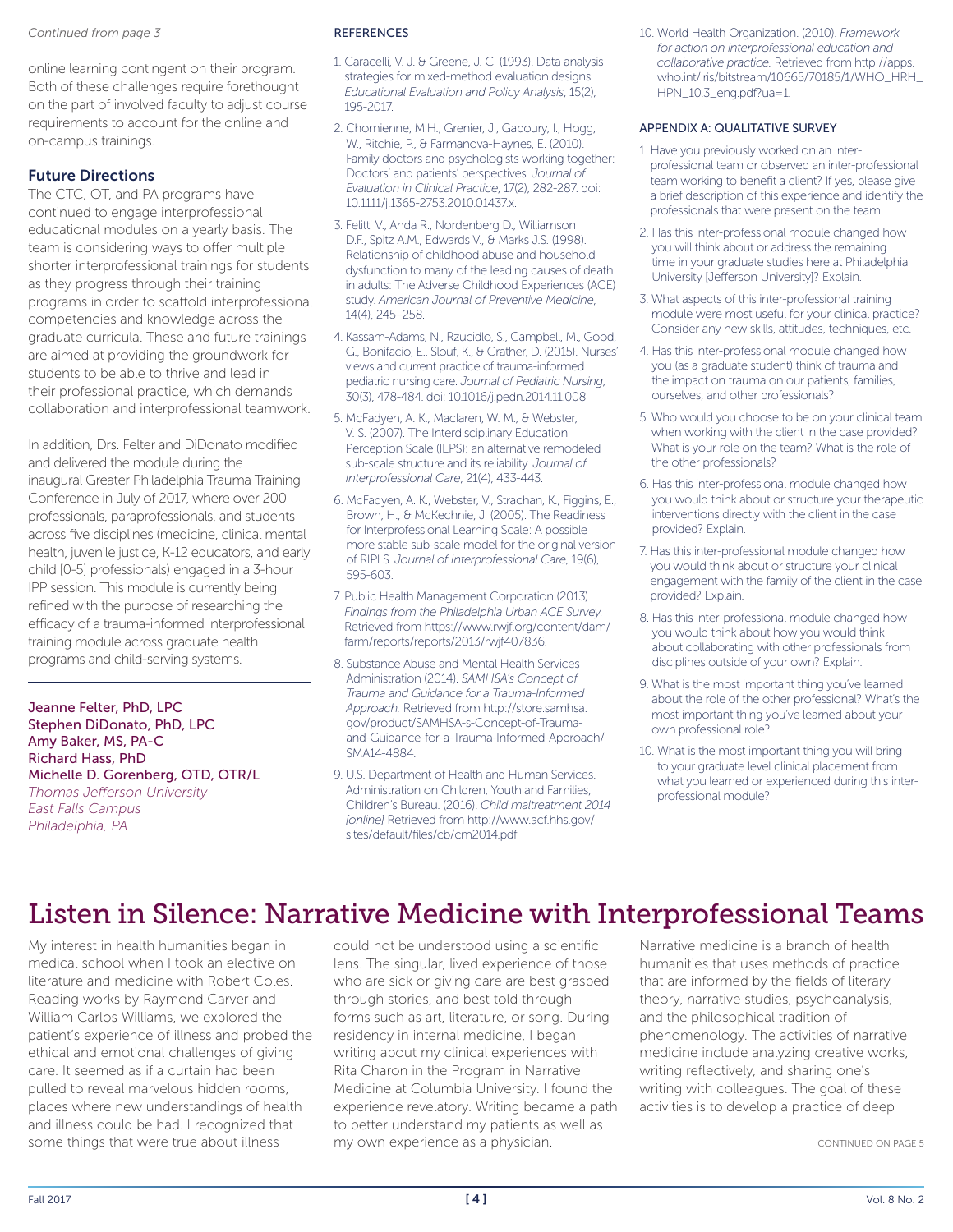*Continued from page 3*

online learning contingent on their program. Both of these challenges require forethought on the part of involved faculty to adjust course requirements to account for the online and on-campus trainings.

### Future Directions

The CTC, OT, and PA programs have continued to engage interprofessional educational modules on a yearly basis. The team is considering ways to offer multiple shorter interprofessional trainings for students as they progress through their training programs in order to scaffold interprofessional competencies and knowledge across the graduate curricula. These and future trainings are aimed at providing the groundwork for students to be able to thrive and lead in their professional practice, which demands collaboration and interprofessional teamwork.

In addition, Drs. Felter and DiDonato modified and delivered the module during the inaugural Greater Philadelphia Trauma Training Conference in July of 2017, where over 200 professionals, paraprofessionals, and students across five disciplines (medicine, clinical mental health, juvenile justice, K-12 educators, and early child [0-5] professionals) engaged in a 3-hour IPP session. This module is currently being refined with the purpose of researching the efficacy of a trauma-informed interprofessional training module across graduate health programs and child-serving systems.

---

Jeanne Felter, PhD, LPC
Stephen DiDonato, PhD, LPC
Amy Baker, MS, PA-C
Richard Hass, PhD
Michelle D. Gorenberg, OTD, OTR/L
*Thomas Jefferson University*
*East Falls Campus*
*Philadelphia, PA*

### REFERENCES

1. Caracelli, V. J. & Greene, J. C. (1993). Data analysis strategies for mixed-method evaluation designs. *Educational Evaluation and Policy Analysis*, 15(2), 195-2017.
2. Chomienne, M.H., Grenier, J., Gaboury, I., Hogg, W., Ritchie, P., & Farmanova-Haynes, E. (2010). Family doctors and psychologists working together: Doctors' and patients' perspectives. *Journal of Evaluation in Clinical Practice*, 17(2), 282-287. doi: 10.1111/j.1365-2753.2010.01437.x.
3. Felitti V., Anda R., Nordenberg D., Williamson D.F., Spitz A.M., Edwards V., & Marks J.S. (1998). Relationship of childhood abuse and household dysfunction to many of the leading causes of death in adults: The Adverse Childhood Experiences (ACE) study. *American Journal of Preventive Medicine*, 14(4), 245–258.
4. Kassam-Adams, N., Rzucidlo, S., Campbell, M., Good, G., Bonifacio, E., Slouf, K., & Grather, D. (2015). Nurses' views and current practice of trauma-informed pediatric nursing care. *Journal of Pediatric Nursing*, 30(3), 478-484. doi: 10.1016/j.pedn.2014.11.008.
5. McFadyen, A. K., Maclaren, W. M., & Webster, V. S. (2007). The Interdisciplinary Education Perception Scale (IEPS): an alternative remodeled sub-scale structure and its reliability. *Journal of Interprofessional Care*, 21(4), 433-443.
6. McFadyen, A. K., Webster, V., Strachan, K., Figgins, E., Brown, H., & McKechnie, J. (2005). The Readiness for Interprofessional Learning Scale: A possible more stable sub-scale model for the original version of RIPLS. *Journal of Interprofessional Care*, 19(6), 595-603.
7. Public Health Management Corporation (2013). *Findings from the Philadelphia Urban ACE Survey.* Retrieved from https://www.rwjf.org/content/dam/farm/reports/reports/2013/rwjf407836.
8. Substance Abuse and Mental Health Services Administration (2014). *SAMHSA's Concept of Trauma and Guidance for a Trauma-Informed Approach.* Retrieved from http://store.samhsa.gov/product/SAMHSA-s-Concept-of-Trauma-and-Guidance-for-a-Trauma-Informed-Approach/SMA14-4884.
9. U.S. Department of Health and Human Services. Administration on Children, Youth and Families, Children's Bureau. (2016). *Child maltreatment 2014 [online]* Retrieved from http://www.acf.hhs.gov/sites/default/files/cb/cm2014.pdf
10. World Health Organization. (2010). *Framework for action on interprofessional education and collaborative practice.* Retrieved from http://apps.who.int/iris/bitstream/10665/70185/1/WHO_HRH_HPN_10.3_eng.pdf?ua=1.

### APPENDIX A: QUALITATIVE SURVEY

1. Have you previously worked on an inter-professional team or observed an inter-professional team working to benefit a client? If yes, please give a brief description of this experience and identify the professionals that were present on the team.
2. Has this inter-professional module changed how you will think about or address the remaining time in your graduate studies here at Philadelphia University [Jefferson University]? Explain.
3. What aspects of this inter-professional training module were most useful for your clinical practice? Consider any new skills, attitudes, techniques, etc.
4. Has this inter-professional module changed how you (as a graduate student) think of trauma and the impact on trauma on our patients, families, ourselves, and other professionals?
5. Who would you choose to be on your clinical team when working with the client in the case provided? What is your role on the team? What is the role of the other professionals?
6. Has this inter-professional module changed how you would think about or structure your therapeutic interventions directly with the client in the case provided? Explain.
7. Has this inter-professional module changed how you would think about or structure your clinical engagement with the family of the client in the case provided? Explain.
8. Has this inter-professional module changed how you would think about how you would think about collaborating with other professionals from disciplines outside of your own? Explain.
9. What is the most important thing you've learned about the role of the other professional? What's the most important thing you've learned about your own professional role?
10. What is the most important thing you will bring to your graduate level clinical placement from what you learned or experienced during this inter-professional module?

# Listen in Silence: Narrative Medicine with Interprofessional Teams

My interest in health humanities began in medical school when I took an elective on literature and medicine with Robert Coles. Reading works by Raymond Carver and William Carlos Williams, we explored the patient's experience of illness and probed the ethical and emotional challenges of giving care. It seemed as if a curtain had been pulled to reveal marvelous hidden rooms, places where new understandings of health and illness could be had. I recognized that some things that were true about illness could not be understood using a scientific lens. The singular, lived experience of those who are sick or giving care are best grasped through stories, and best told through forms such as art, literature, or song. During residency in internal medicine, I began writing about my clinical experiences with Rita Charon in the Program in Narrative Medicine at Columbia University. I found the experience revelatory. Writing became a path to better understand my patients as well as my own experience as a physician.

Narrative medicine is a branch of health humanities that uses methods of practice that are informed by the fields of literary theory, narrative studies, psychoanalysis, and the philosophical tradition of phenomenology. The activities of narrative medicine include analyzing creative works, writing reflectively, and sharing one's writing with colleagues. The goal of these activities is to develop a practice of deep

CONTINUED ON PAGE 5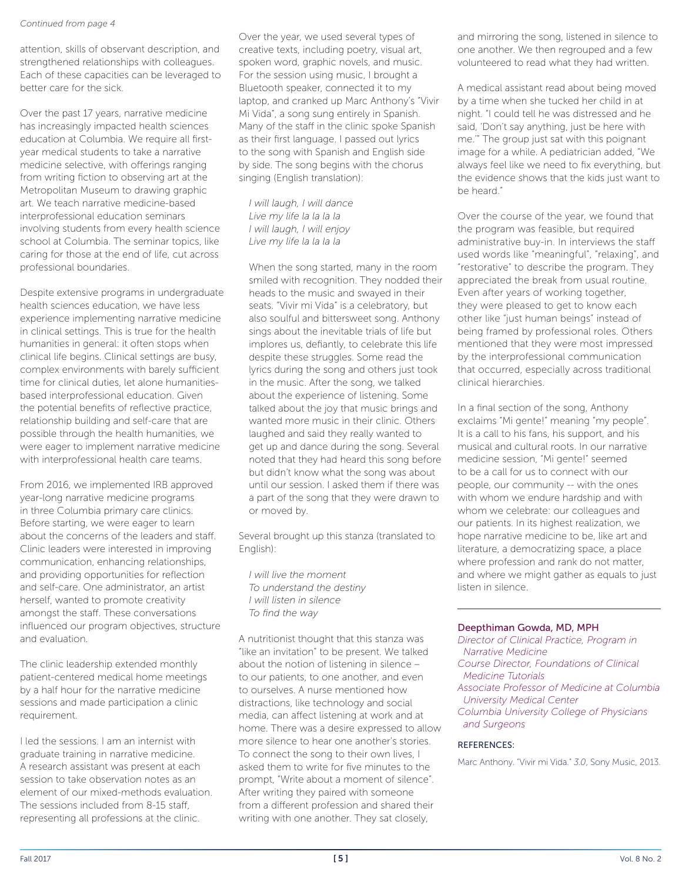*Continued from page 4*

attention, skills of observant description, and strengthened relationships with colleagues. Each of these capacities can be leveraged to better care for the sick.

Over the past 17 years, narrative medicine has increasingly impacted health sciences education at Columbia. We require all first-year medical students to take a narrative medicine selective, with offerings ranging from writing fiction to observing art at the Metropolitan Museum to drawing graphic art. We teach narrative medicine-based interprofessional education seminars involving students from every health science school at Columbia. The seminar topics, like caring for those at the end of life, cut across professional boundaries.

Despite extensive programs in undergraduate health sciences education, we have less experience implementing narrative medicine in clinical settings. This is true for the health humanities in general: it often stops when clinical life begins. Clinical settings are busy, complex environments with barely sufficient time for clinical duties, let alone humanities-based interprofessional education. Given the potential benefits of reflective practice, relationship building and self-care that are possible through the health humanities, we were eager to implement narrative medicine with interprofessional health care teams.

From 2016, we implemented IRB approved year-long narrative medicine programs in three Columbia primary care clinics. Before starting, we were eager to learn about the concerns of the leaders and staff. Clinic leaders were interested in improving communication, enhancing relationships, and providing opportunities for reflection and self-care. One administrator, an artist herself, wanted to promote creativity amongst the staff. These conversations influenced our program objectives, structure and evaluation.

The clinic leadership extended monthly patient-centered medical home meetings by a half hour for the narrative medicine sessions and made participation a clinic requirement.

I led the sessions. I am an internist with graduate training in narrative medicine. A research assistant was present at each session to take observation notes as an element of our mixed-methods evaluation. The sessions included from 8-15 staff, representing all professions at the clinic.

Over the year, we used several types of creative texts, including poetry, visual art, spoken word, graphic novels, and music. For the session using music, I brought a Bluetooth speaker, connected it to my laptop, and cranked up Marc Anthony's "Vivir Mi Vida", a song sung entirely in Spanish. Many of the staff in the clinic spoke Spanish as their first language. I passed out lyrics to the song with Spanish and English side by side. The song begins with the chorus singing (English translation):

> *I will laugh, I will dance*
> *Live my life la la la la*
> *I will laugh, I will enjoy*
> *Live my life la la la la*

When the song started, many in the room smiled with recognition. They nodded their heads to the music and swayed in their seats. "Vivir mi Vida" is a celebratory, but also soulful and bittersweet song. Anthony sings about the inevitable trials of life but implores us, defiantly, to celebrate this life despite these struggles. Some read the lyrics during the song and others just took in the music. After the song, we talked about the experience of listening. Some talked about the joy that music brings and wanted more music in their clinic. Others laughed and said they really wanted to get up and dance during the song. Several noted that they had heard this song before but didn't know what the song was about until our session. I asked them if there was a part of the song that they were drawn to or moved by.

Several brought up this stanza (translated to English):

> *I will live the moment*
> *To understand the destiny*
> *I will listen in silence*
> *To find the way*

A nutritionist thought that this stanza was "like an invitation" to be present. We talked about the notion of listening in silence – to our patients, to one another, and even to ourselves. A nurse mentioned how distractions, like technology and social media, can affect listening at work and at home. There was a desire expressed to allow more silence to hear one another's stories. To connect the song to their own lives, I asked them to write for five minutes to the prompt, "Write about a moment of silence". After writing they paired with someone from a different profession and shared their writing with one another. They sat closely, and mirroring the song, listened in silence to one another. We then regrouped and a few volunteered to read what they had written.

A medical assistant read about being moved by a time when she tucked her child in at night. "I could tell he was distressed and he said, 'Don't say anything, just be here with me.'" The group just sat with this poignant image for a while. A pediatrician added, "We always feel like we need to fix everything, but the evidence shows that the kids just want to be heard."

Over the course of the year, we found that the program was feasible, but required administrative buy-in. In interviews the staff used words like "meaningful", "relaxing", and "restorative" to describe the program. They appreciated the break from usual routine. Even after years of working together, they were pleased to get to know each other like "just human beings" instead of being framed by professional roles. Others mentioned that they were most impressed by the interprofessional communication that occurred, especially across traditional clinical hierarchies.

In a final section of the song, Anthony exclaims "Mi gente!" meaning "my people". It is a call to his fans, his support, and his musical and cultural roots. In our narrative medicine session, "Mi gente!" seemed to be a call for us to connect with our people, our community -- with the ones with whom we endure hardship and with whom we celebrate: our colleagues and our patients. In its highest realization, we hope narrative medicine to be, like art and literature, a democratizing space, a place where profession and rank do not matter, and where we might gather as equals to just listen in silence.

---

**Deepthiman Gowda, MD, MPH**
*Director of Clinical Practice, Program in Narrative Medicine*
*Course Director, Foundations of Clinical Medicine Tutorials*
*Associate Professor of Medicine at Columbia University Medical Center*
*Columbia University College of Physicians and Surgeons*

**REFERENCES:**

Marc Anthony. "Vivir mi Vida." *3.0*, Sony Music, 2013.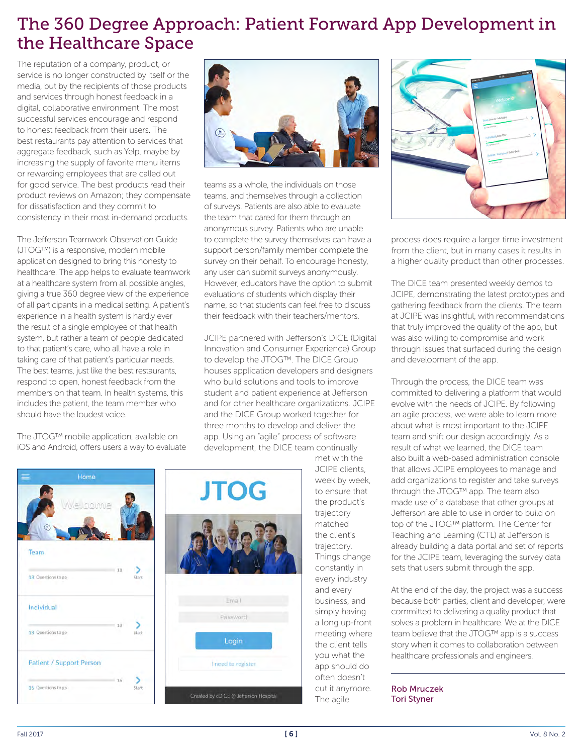# The 360 Degree Approach: Patient Forward App Development in the Healthcare Space

The reputation of a company, product, or service is no longer constructed by itself or the media, but by the recipients of those products and services through honest feedback in a digital, collaborative environment. The most successful services encourage and respond to honest feedback from their users. The best restaurants pay attention to services that aggregate feedback, such as Yelp, maybe by increasing the supply of favorite menu items or rewarding employees that are called out for good service. The best products read their product reviews on Amazon; they compensate for dissatisfaction and they commit to consistency in their most in-demand products.

The Jefferson Teamwork Observation Guide (JTOG™) is a responsive, modern mobile application designed to bring this honesty to healthcare. The app helps to evaluate teamwork at a healthcare system from all possible angles, giving a true 360 degree view of the experience of all participants in a medical setting. A patient's experience in a health system is hardly ever the result of a single employee of that health system, but rather a team of people dedicated to that patient's care, who all have a role in taking care of that patient's particular needs. The best teams, just like the best restaurants, respond to open, honest feedback from the members on that team. In health systems, this includes the patient, the team member who should have the loudest voice.

The JTOG™ mobile application, available on iOS and Android, offers users a way to evaluate teams as a whole, the individuals on those teams, and themselves through a collection of surveys. Patients are also able to evaluate the team that cared for them through an anonymous survey. Patients who are unable to complete the survey themselves can have a support person/family member complete the survey on their behalf. To encourage honesty, any user can submit surveys anonymously. However, educators have the option to submit evaluations of students which display their name, so that students can feel free to discuss their feedback with their teachers/mentors.

JCIPE partnered with Jefferson's DICE (Digital Innovation and Consumer Experience) Group to develop the JTOG™. The DICE Group houses application developers and designers who build solutions and tools to improve student and patient experience at Jefferson and for other healthcare organizations. JCIPE and the DICE Group worked together for three months to develop and deliver the app. Using an "agile" process of software development, the DICE team continually met with the JCIPE clients, week by week, to ensure that the product's trajectory matched the client's trajectory. Things change constantly in every industry and every business, and simply having a long up-front meeting where the client tells you what the app should do often doesn't cut it anymore. The agile process does require a larger time investment from the client, but in many cases it results in a higher quality product than other processes.

The DICE team presented weekly demos to JCIPE, demonstrating the latest prototypes and gathering feedback from the clients. The team at JCIPE was insightful, with recommendations that truly improved the quality of the app, but was also willing to compromise and work through issues that surfaced during the design and development of the app.

Through the process, the DICE team was committed to delivering a platform that would evolve with the needs of JCIPE. By following an agile process, we were able to learn more about what is most important to the JCIPE team and shift our design accordingly. As a result of what we learned, the DICE team also built a web-based administration console that allows JCIPE employees to manage and add organizations to register and take surveys through the JTOG™ app. The team also made use of a database that other groups at Jefferson are able to use in order to build on top of the JTOG™ platform. The Center for Teaching and Learning (CTL) at Jefferson is already building a data portal and set of reports for the JCIPE team, leveraging the survey data sets that users submit through the app.

At the end of the day, the project was a success because both parties, client and developer, were committed to delivering a quality product that solves a problem in healthcare. We at the DICE team believe that the JTOG™ app is a success story when it comes to collaboration between healthcare professionals and engineers.

**Rob Mruczek**
**Tori Styner**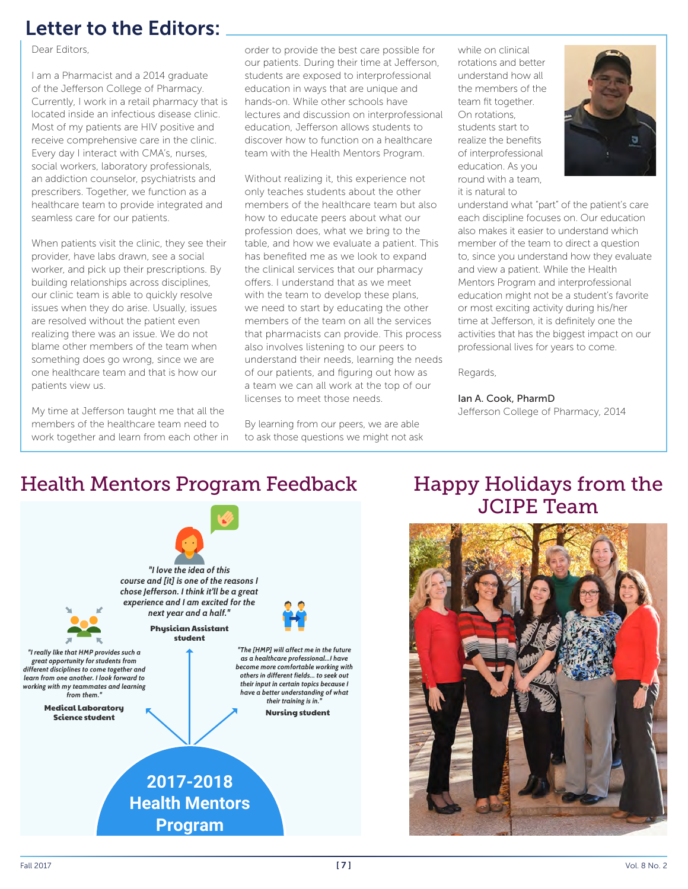# Letter to the Editors:

Dear Editors,

I am a Pharmacist and a 2014 graduate of the Jefferson College of Pharmacy. Currently, I work in a retail pharmacy that is located inside an infectious disease clinic. Most of my patients are HIV positive and receive comprehensive care in the clinic. Every day I interact with CMA's, nurses, social workers, laboratory professionals, an addiction counselor, psychiatrists and prescribers. Together, we function as a healthcare team to provide integrated and seamless care for our patients.

When patients visit the clinic, they see their provider, have labs drawn, see a social worker, and pick up their prescriptions. By building relationships across disciplines, our clinic team is able to quickly resolve issues when they do arise. Usually, issues are resolved without the patient even realizing there was an issue. We do not blame other members of the team when something does go wrong, since we are one healthcare team and that is how our patients view us.

My time at Jefferson taught me that all the members of the healthcare team need to work together and learn from each other in order to provide the best care possible for our patients. During their time at Jefferson, students are exposed to interprofessional education in ways that are unique and hands-on. While other schools have lectures and discussion on interprofessional education, Jefferson allows students to discover how to function on a healthcare team with the Health Mentors Program.

Without realizing it, this experience not only teaches students about the other members of the healthcare team but also how to educate peers about what our profession does, what we bring to the table, and how we evaluate a patient. This has benefited me as we look to expand the clinical services that our pharmacy offers. I understand that as we meet with the team to develop these plans, we need to start by educating the other members of the team on all the services that pharmacists can provide. This process also involves listening to our peers to understand their needs, learning the needs of our patients, and figuring out how as a team we can all work at the top of our licenses to meet those needs.

By learning from our peers, we are able to ask those questions we might not ask while on clinical rotations and better understand how all the members of the team fit together. On rotations, students start to realize the benefits of interprofessional education. As you round with a team, it is natural to understand what "part" of the patient's care each discipline focuses on. Our education also makes it easier to understand which member of the team to direct a question to, since you understand how they evaluate and view a patient. While the Health Mentors Program and interprofessional education might not be a student's favorite or most exciting activity during his/her time at Jefferson, it is definitely one the activities that has the biggest impact on our professional lives for years to come.

Regards,

Ian A. Cook, PharmD
Jefferson College of Pharmacy, 2014

## Health Mentors Program Feedback

**2017-2018 Health Mentors Program**

*"I love the idea of this course and [it] is one of the reasons I chose Jefferson. I think it'll be a great experience and I am excited for the next year and a half."*
**Physician Assistant student**

*"I really like that HMP provides such a great opportunity for students from different disciplines to come together and learn from one another. I look forward to working with my teammates and learning from them."*
**Medical Laboratory Science student**

*"The [HMP] will affect me in the future as a healthcare professional...I have become more comfortable working with others in different fields... to seek out their input in certain topics because I have a better understanding of what their training is in."*
**Nursing student**

## Happy Holidays from the JCIPE Team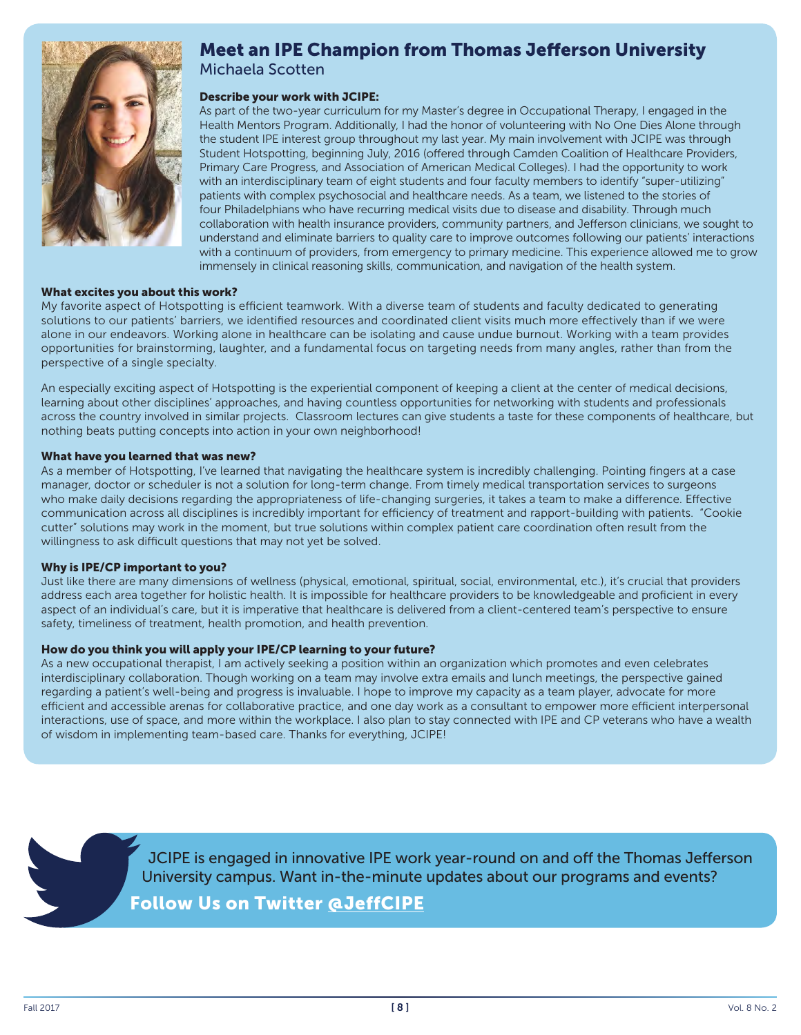# Meet an IPE Champion from Thomas Jefferson University

## Michaela Scotten

**Describe your work with JCIPE:**

As part of the two-year curriculum for my Master's degree in Occupational Therapy, I engaged in the Health Mentors Program. Additionally, I had the honor of volunteering with No One Dies Alone through the student IPE interest group throughout my last year. My main involvement with JCIPE was through Student Hotspotting, beginning July, 2016 (offered through Camden Coalition of Healthcare Providers, Primary Care Progress, and Association of American Medical Colleges). I had the opportunity to work with an interdisciplinary team of eight students and four faculty members to identify "super-utilizing" patients with complex psychosocial and healthcare needs. As a team, we listened to the stories of four Philadelphians who have recurring medical visits due to disease and disability. Through much collaboration with health insurance providers, community partners, and Jefferson clinicians, we sought to understand and eliminate barriers to quality care to improve outcomes following our patients' interactions with a continuum of providers, from emergency to primary medicine. This experience allowed me to grow immensely in clinical reasoning skills, communication, and navigation of the health system.

**What excites you about this work?**

My favorite aspect of Hotspotting is efficient teamwork. With a diverse team of students and faculty dedicated to generating solutions to our patients' barriers, we identified resources and coordinated client visits much more effectively than if we were alone in our endeavors. Working alone in healthcare can be isolating and cause undue burnout. Working with a team provides opportunities for brainstorming, laughter, and a fundamental focus on targeting needs from many angles, rather than from the perspective of a single specialty.

An especially exciting aspect of Hotspotting is the experiential component of keeping a client at the center of medical decisions, learning about other disciplines' approaches, and having countless opportunities for networking with students and professionals across the country involved in similar projects. Classroom lectures can give students a taste for these components of healthcare, but nothing beats putting concepts into action in your own neighborhood!

**What have you learned that was new?**

As a member of Hotspotting, I've learned that navigating the healthcare system is incredibly challenging. Pointing fingers at a case manager, doctor or scheduler is not a solution for long-term change. From timely medical transportation services to surgeons who make daily decisions regarding the appropriateness of life-changing surgeries, it takes a team to make a difference. Effective communication across all disciplines is incredibly important for efficiency of treatment and rapport-building with patients. "Cookie cutter" solutions may work in the moment, but true solutions within complex patient care coordination often result from the willingness to ask difficult questions that may not yet be solved.

**Why is IPE/CP important to you?**

Just like there are many dimensions of wellness (physical, emotional, spiritual, social, environmental, etc.), it's crucial that providers address each area together for holistic health. It is impossible for healthcare providers to be knowledgeable and proficient in every aspect of an individual's care, but it is imperative that healthcare is delivered from a client-centered team's perspective to ensure safety, timeliness of treatment, health promotion, and health prevention.

**How do you think you will apply your IPE/CP learning to your future?**

As a new occupational therapist, I am actively seeking a position within an organization which promotes and even celebrates interdisciplinary collaboration. Though working on a team may involve extra emails and lunch meetings, the perspective gained regarding a patient's well-being and progress is invaluable. I hope to improve my capacity as a team player, advocate for more efficient and accessible arenas for collaborative practice, and one day work as a consultant to empower more efficient interpersonal interactions, use of space, and more within the workplace. I also plan to stay connected with IPE and CP veterans who have a wealth of wisdom in implementing team-based care. Thanks for everything, JCIPE!

---

JCIPE is engaged in innovative IPE work year-round on and off the Thomas Jefferson University campus. Want in-the-minute updates about our programs and events?

**Follow Us on Twitter @JeffCIPE**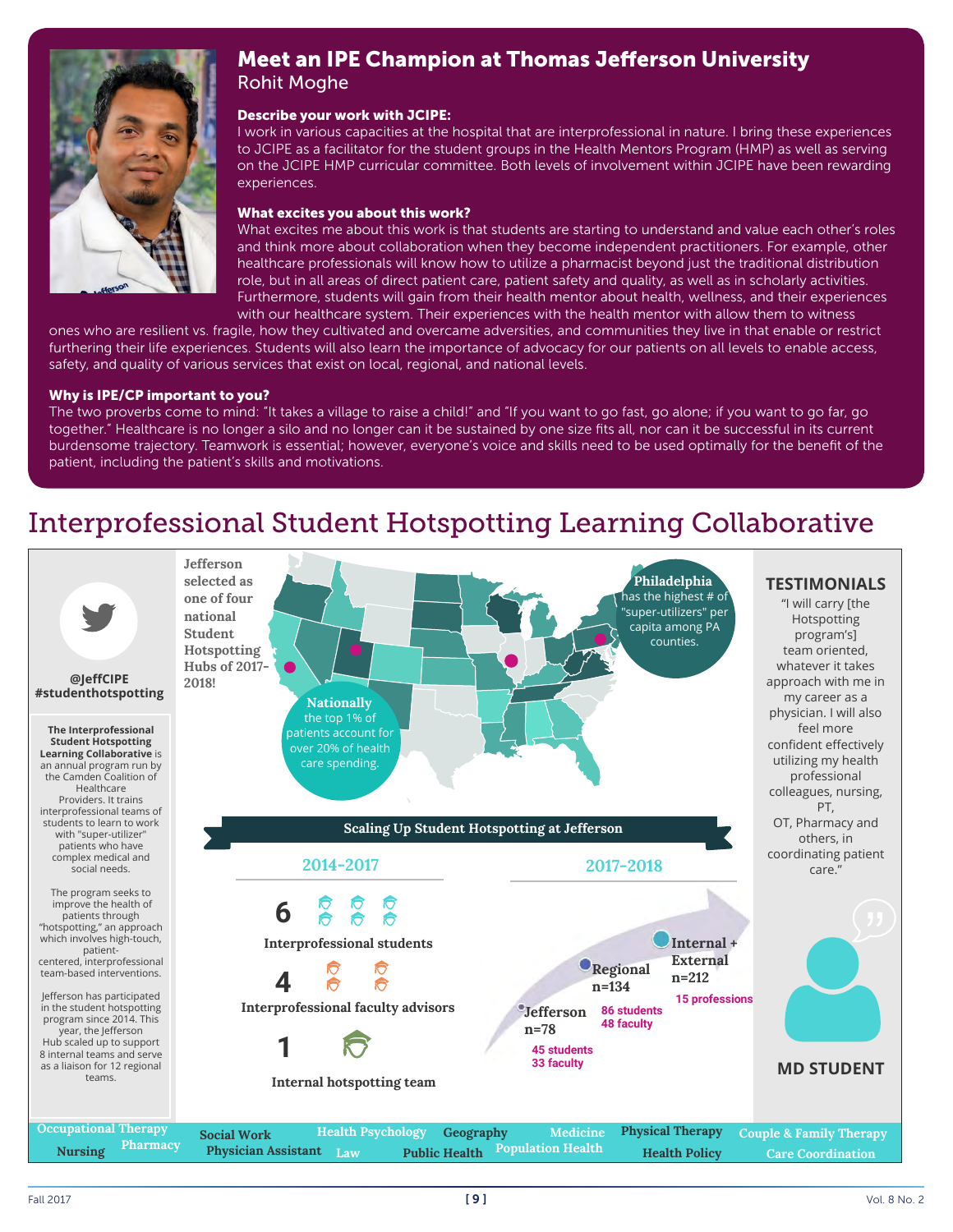# Meet an IPE Champion at Thomas Jefferson University

Rohit Moghe

**Describe your work with JCIPE:**

I work in various capacities at the hospital that are interprofessional in nature. I bring these experiences to JCIPE as a facilitator for the student groups in the Health Mentors Program (HMP) as well as serving on the JCIPE HMP curricular committee. Both levels of involvement within JCIPE have been rewarding experiences.

**What excites you about this work?**

What excites me about this work is that students are starting to understand and value each other's roles and think more about collaboration when they become independent practitioners. For example, other healthcare professionals will know how to utilize a pharmacist beyond just the traditional distribution role, but in all areas of direct patient care, patient safety and quality, as well as in scholarly activities. Furthermore, students will gain from their health mentor about health, wellness, and their experiences with our healthcare system. Their experiences with the health mentor with allow them to witness ones who are resilient vs. fragile, how they cultivated and overcame adversities, and communities they live in that enable or restrict furthering their life experiences. Students will also learn the importance of advocacy for our patients on all levels to enable access, safety, and quality of various services that exist on local, regional, and national levels.

**Why is IPE/CP important to you?**

The two proverbs come to mind: "It takes a village to raise a child!" and "If you want to go fast, go alone; if you want to go far, go together." Healthcare is no longer a silo and no longer can it be sustained by one size fits all, nor can it be successful in its current burdensome trajectory. Teamwork is essential; however, everyone's voice and skills need to be used optimally for the benefit of the patient, including the patient's skills and motivations.

# Interprofessional Student Hotspotting Learning Collaborative

@JeffCIPE #studenthotspotting

**The Interprofessional Student Hotspotting Learning Collaborative** is an annual program run by the Camden Coalition of Healthcare Providers. It trains interprofessional teams of students to learn to work with "super-utilizer" patients who have complex medical and social needs.

The program seeks to improve the health of patients through "hotspotting," an approach which involves high-touch, patient-centered, interprofessional team-based interventions.

Jefferson has participated in the student hotspotting program since 2014. This year, the Jefferson Hub scaled up to support 8 internal teams and serve as a liaison for 12 regional teams.

Jefferson selected as one of four national Student Hotspotting Hubs of 2017-2018!

**Philadelphia** has the highest # of "super-utilizers" per capita among PA counties.

**Nationally** the top 1% of patients account for over 20% of health care spending.

## Scaling Up Student Hotspotting at Jefferson

**2014-2017**

- **6** Interprofessional students
- **4** Interprofessional faculty advisors
- **1** Internal hotspotting team

**2017-2018**

- Jefferson n=78 — 45 students, 33 faculty
- Regional n=134 — 86 students, 48 faculty
- Internal + External n=212 — 15 professions

## TESTIMONIALS

"I will carry [the Hotspotting program's] team oriented, whatever it takes approach with me in my career as a physician. I will also feel more confident effectively utilizing my health professional colleagues, nursing, PT, OT, Pharmacy and others, in coordinating patient care."

**MD STUDENT**

Occupational Therapy · Nursing · Pharmacy · Social Work · Physician Assistant · Health Psychology · Law · Geography · Public Health · Medicine · Population Health · Physical Therapy · Health Policy · Couple & Family Therapy · Care Coordination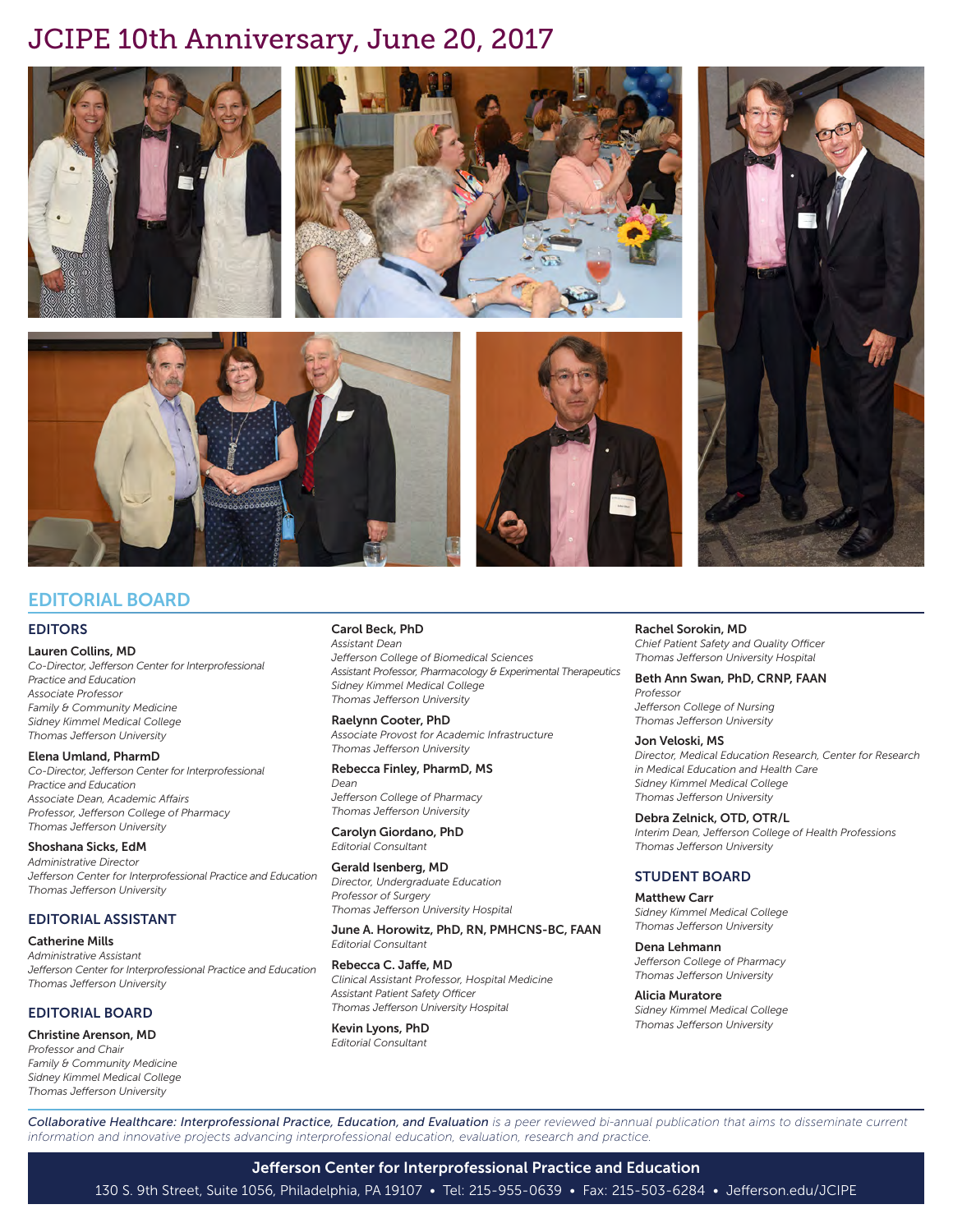# JCIPE 10th Anniversary, June 20, 2017

## EDITORIAL BOARD

### EDITORS

**Lauren Collins, MD**
*Co-Director, Jefferson Center for Interprofessional Practice and Education*
*Associate Professor*
*Family & Community Medicine*
*Sidney Kimmel Medical College*
*Thomas Jefferson University*

**Elena Umland, PharmD**
*Co-Director, Jefferson Center for Interprofessional Practice and Education*
*Associate Dean, Academic Affairs*
*Professor, Jefferson College of Pharmacy*
*Thomas Jefferson University*

**Shoshana Sicks, EdM**
*Administrative Director*
*Jefferson Center for Interprofessional Practice and Education*
*Thomas Jefferson University*

### EDITORIAL ASSISTANT

**Catherine Mills**
*Administrative Assistant*
*Jefferson Center for Interprofessional Practice and Education*
*Thomas Jefferson University*

### EDITORIAL BOARD

**Christine Arenson, MD**
*Professor and Chair*
*Family & Community Medicine*
*Sidney Kimmel Medical College*
*Thomas Jefferson University*

**Carol Beck, PhD**
*Assistant Dean*
*Jefferson College of Biomedical Sciences*
*Assistant Professor, Pharmacology & Experimental Therapeutics*
*Sidney Kimmel Medical College*
*Thomas Jefferson University*

**Raelynn Cooter, PhD**
*Associate Provost for Academic Infrastructure*
*Thomas Jefferson University*

**Rebecca Finley, PharmD, MS**
*Dean*
*Jefferson College of Pharmacy*
*Thomas Jefferson University*

**Carolyn Giordano, PhD**
*Editorial Consultant*

**Gerald Isenberg, MD**
*Director, Undergraduate Education*
*Professor of Surgery*
*Thomas Jefferson University Hospital*

**June A. Horowitz, PhD, RN, PMHCNS-BC, FAAN**
*Editorial Consultant*

**Rebecca C. Jaffe, MD**
*Clinical Assistant Professor, Hospital Medicine*
*Assistant Patient Safety Officer*
*Thomas Jefferson University Hospital*

**Kevin Lyons, PhD**
*Editorial Consultant*

**Rachel Sorokin, MD**
*Chief Patient Safety and Quality Officer*
*Thomas Jefferson University Hospital*

**Beth Ann Swan, PhD, CRNP, FAAN**
*Professor*
*Jefferson College of Nursing*
*Thomas Jefferson University*

**Jon Veloski, MS**
*Director, Medical Education Research, Center for Research in Medical Education and Health Care*
*Sidney Kimmel Medical College*
*Thomas Jefferson University*

**Debra Zelnick, OTD, OTR/L**
*Interim Dean, Jefferson College of Health Professions*
*Thomas Jefferson University*

### STUDENT BOARD

**Matthew Carr**
*Sidney Kimmel Medical College*
*Thomas Jefferson University*

**Dena Lehmann**
*Jefferson College of Pharmacy*
*Thomas Jefferson University*

**Alicia Muratore**
*Sidney Kimmel Medical College*
*Thomas Jefferson University*

---

*Collaborative Healthcare: Interprofessional Practice, Education, and Evaluation is a peer reviewed bi-annual publication that aims to disseminate current information and innovative projects advancing interprofessional education, evaluation, research and practice.*

**Jefferson Center for Interprofessional Practice and Education**
130 S. 9th Street, Suite 1056, Philadelphia, PA 19107 • Tel: 215-955-0639 • Fax: 215-503-6284 • Jefferson.edu/JCIPE